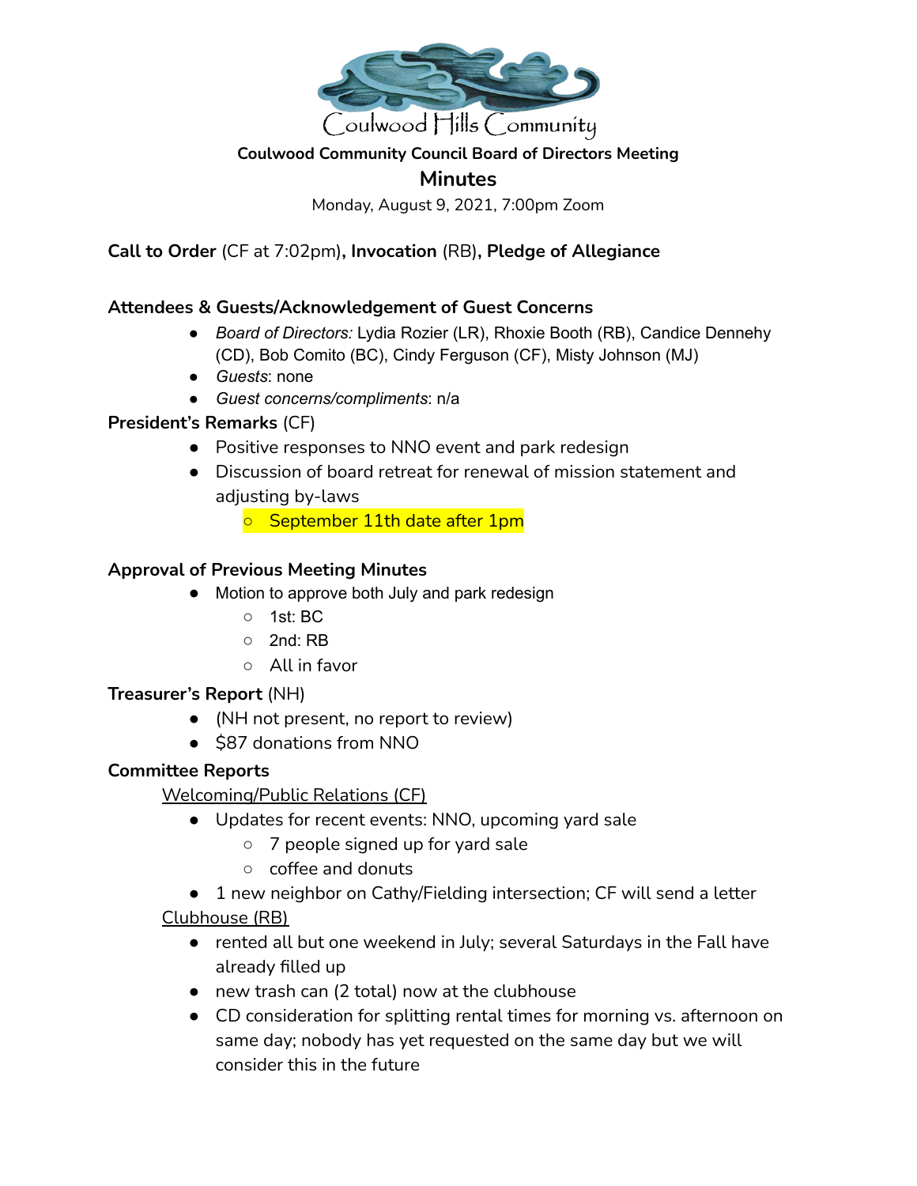Coulwood Hills Community

**Coulwood Community Council Board of Directors Meeting**

## Minutes

Monday, August 9, 2021, 7:00pm Zoom

**Call to Order** (CF at 7:02pm)**, Invocation** (RB)**, Pledge of Allegiance**

**Attendees & Guests/Acknowledgement of Guest Concerns**

- *Board of Directors:* Lydia Rozier (LR), Rhoxie Booth (RB), Candice Dennehy (CD), Bob Comito (BC), Cindy Ferguson (CF), Misty Johnson (MJ)
- *Guests*: none
- *Guest concerns/compliments*: n/a

**President's Remarks** (CF)

- Positive responses to NNO event and park redesign
- Discussion of board retreat for renewal of mission statement and adjusting by-laws
  - September 11th date after 1pm

**Approval of Previous Meeting Minutes**

- Motion to approve both July and park redesign
  - 1st: BC
  - 2nd: RB
  - All in favor

**Treasurer's Report** (NH)

- (NH not present, no report to review)
- $87 donations from NNO

**Committee Reports**

Welcoming/Public Relations (CF)

- Updates for recent events: NNO, upcoming yard sale
  - 7 people signed up for yard sale
  - coffee and donuts
- 1 new neighbor on Cathy/Fielding intersection; CF will send a letter

Clubhouse (RB)

- rented all but one weekend in July; several Saturdays in the Fall have already filled up
- new trash can (2 total) now at the clubhouse
- CD consideration for splitting rental times for morning vs. afternoon on same day; nobody has yet requested on the same day but we will consider this in the future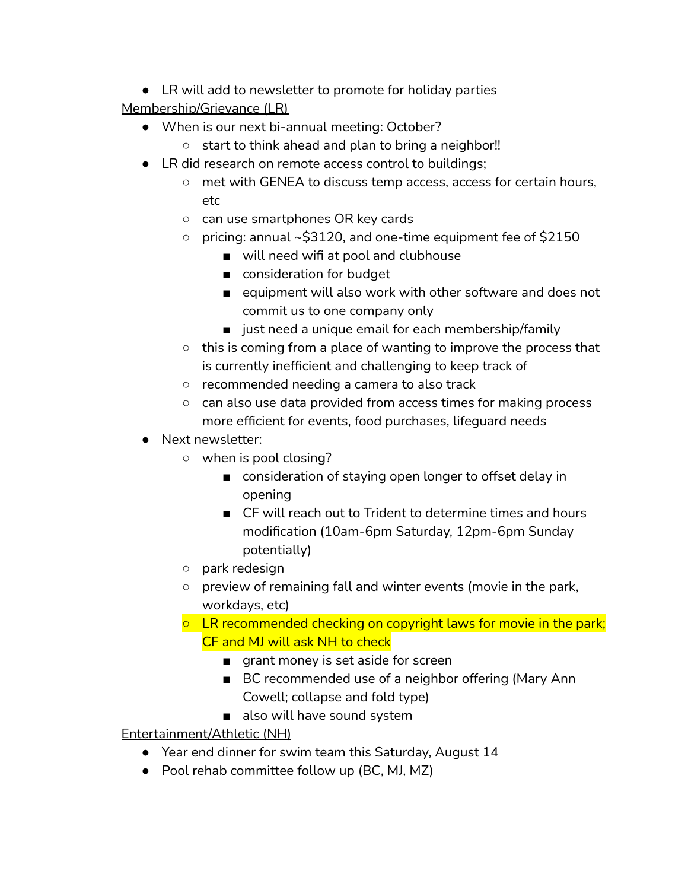- LR will add to newsletter to promote for holiday parties

Membership/Grievance (LR)

- When is our next bi-annual meeting: October?
  - start to think ahead and plan to bring a neighbor!!
- LR did research on remote access control to buildings;
  - met with GENEA to discuss temp access, access for certain hours, etc
  - can use smartphones OR key cards
  - pricing: annual ~$3120, and one-time equipment fee of $2150
    - will need wifi at pool and clubhouse
    - consideration for budget
    - equipment will also work with other software and does not commit us to one company only
    - just need a unique email for each membership/family
  - this is coming from a place of wanting to improve the process that is currently inefficient and challenging to keep track of
  - recommended needing a camera to also track
  - can also use data provided from access times for making process more efficient for events, food purchases, lifeguard needs
- Next newsletter:
  - when is pool closing?
    - consideration of staying open longer to offset delay in opening
    - CF will reach out to Trident to determine times and hours modification (10am-6pm Saturday, 12pm-6pm Sunday potentially)
  - park redesign
  - preview of remaining fall and winter events (movie in the park, workdays, etc)
  - LR recommended checking on copyright laws for movie in the park; CF and MJ will ask NH to check
    - grant money is set aside for screen
    - BC recommended use of a neighbor offering (Mary Ann Cowell; collapse and fold type)
    - also will have sound system

Entertainment/Athletic (NH)

- Year end dinner for swim team this Saturday, August 14
- Pool rehab committee follow up (BC, MJ, MZ)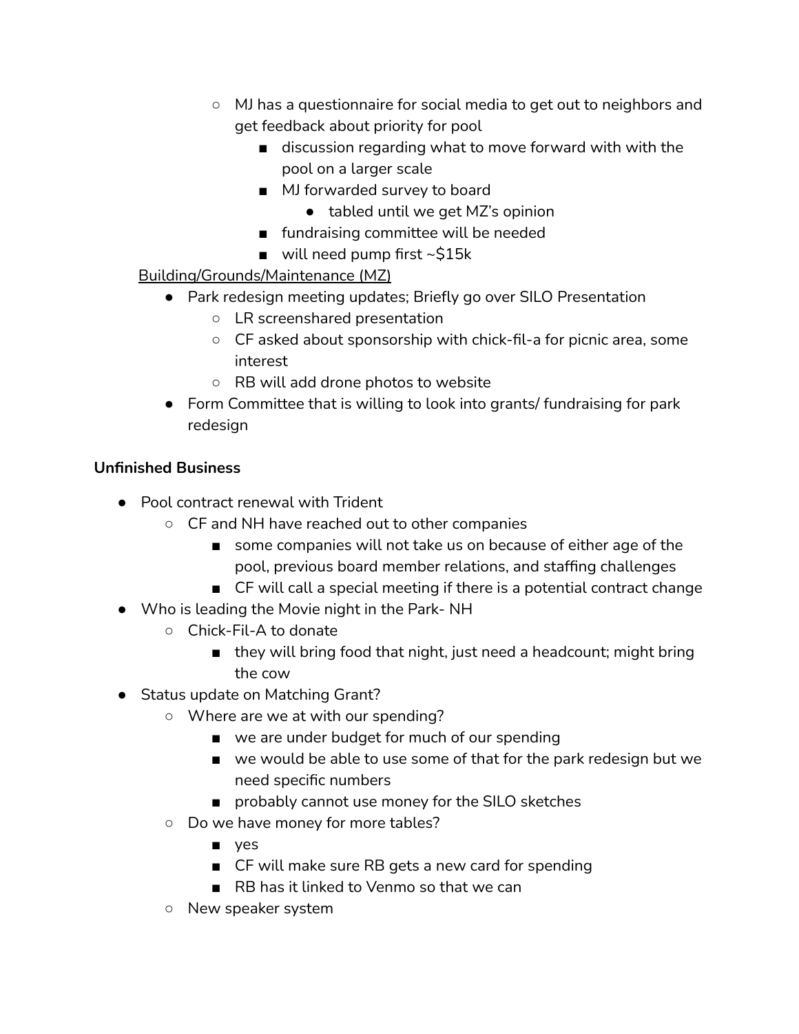- MJ has a questionnaire for social media to get out to neighbors and get feedback about priority for pool
  - discussion regarding what to move forward with with the pool on a larger scale
  - MJ forwarded survey to board
    - tabled until we get MZ's opinion
  - fundraising committee will be needed
  - will need pump first ~$15k

<u>Building/Grounds/Maintenance (MZ)</u>

- Park redesign meeting updates; Briefly go over SILO Presentation
  - LR screenshared presentation
  - CF asked about sponsorship with chick-fil-a for picnic area, some interest
  - RB will add drone photos to website
- Form Committee that is willing to look into grants/ fundraising for park redesign

**Unfinished Business**

- Pool contract renewal with Trident
  - CF and NH have reached out to other companies
    - some companies will not take us on because of either age of the pool, previous board member relations, and staffing challenges
    - CF will call a special meeting if there is a potential contract change
- Who is leading the Movie night in the Park- NH
  - Chick-Fil-A to donate
    - they will bring food that night, just need a headcount; might bring the cow
- Status update on Matching Grant?
  - Where are we at with our spending?
    - we are under budget for much of our spending
    - we would be able to use some of that for the park redesign but we need specific numbers
    - probably cannot use money for the SILO sketches
  - Do we have money for more tables?
    - yes
    - CF will make sure RB gets a new card for spending
    - RB has it linked to Venmo so that we can
  - New speaker system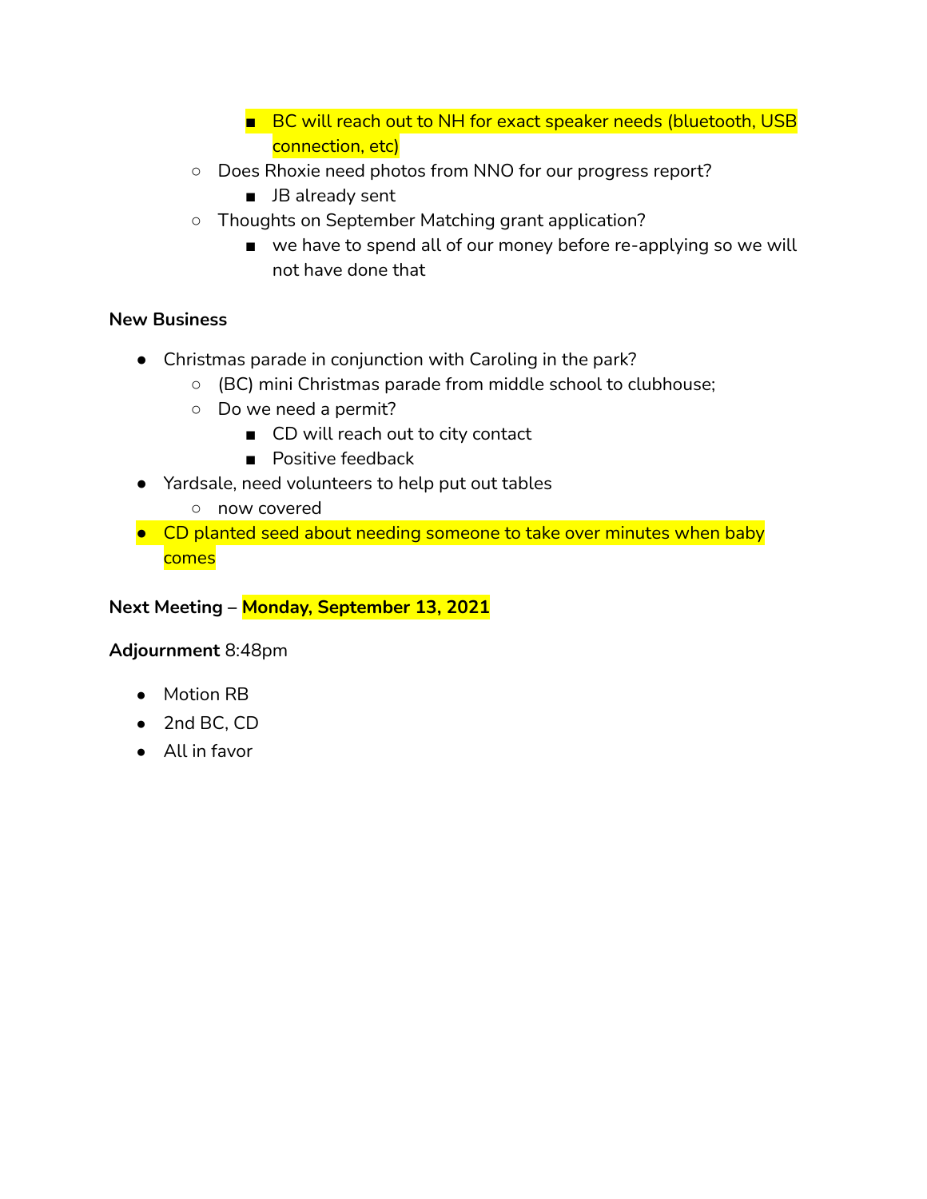- BC will reach out to NH for exact speaker needs (bluetooth, USB connection, etc)
    - Does Rhoxie need photos from NNO for our progress report?
        - JB already sent
    - Thoughts on September Matching grant application?
        - we have to spend all of our money before re-applying so we will not have done that

**New Business**

- Christmas parade in conjunction with Caroling in the park?
    - (BC) mini Christmas parade from middle school to clubhouse;
    - Do we need a permit?
        - CD will reach out to city contact
        - Positive feedback
- Yardsale, need volunteers to help put out tables
    - now covered
- CD planted seed about needing someone to take over minutes when baby comes

**Next Meeting** – **Monday, September 13, 2021**

**Adjournment** 8:48pm

- Motion RB
- 2nd BC, CD
- All in favor